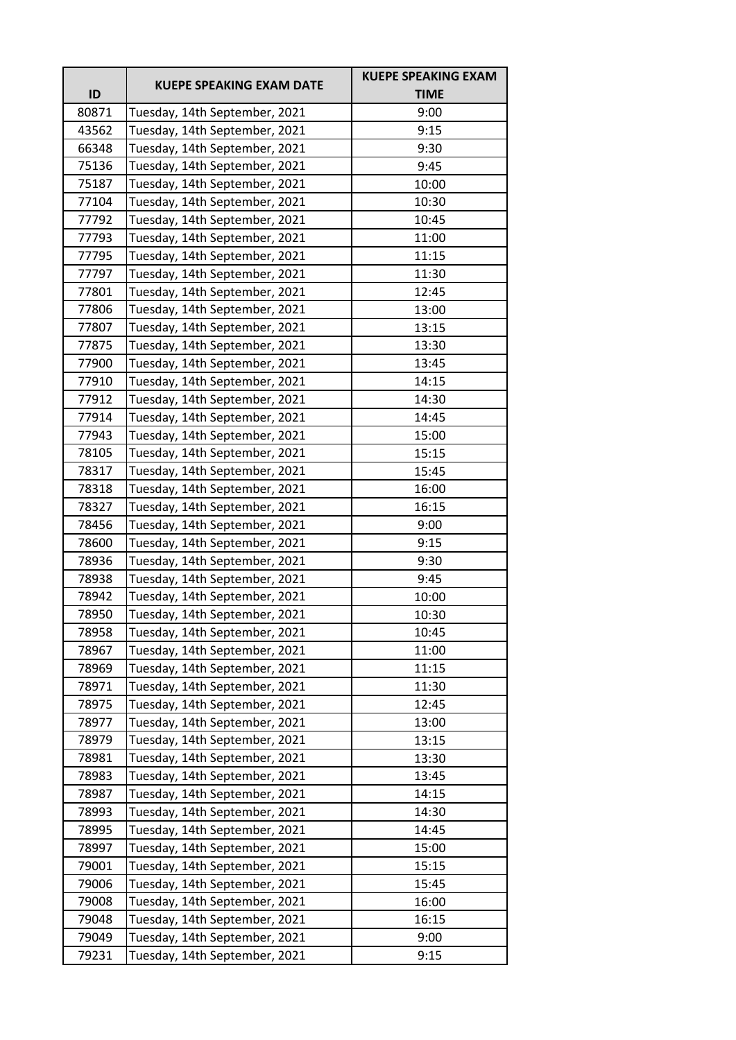| ID | KUEPE SPEAKING EXAM DATE | KUEPE SPEAKING EXAM TIME |
|---|---|---|
| 80871 | Tuesday, 14th September, 2021 | 9:00 |
| 43562 | Tuesday, 14th September, 2021 | 9:15 |
| 66348 | Tuesday, 14th September, 2021 | 9:30 |
| 75136 | Tuesday, 14th September, 2021 | 9:45 |
| 75187 | Tuesday, 14th September, 2021 | 10:00 |
| 77104 | Tuesday, 14th September, 2021 | 10:30 |
| 77792 | Tuesday, 14th September, 2021 | 10:45 |
| 77793 | Tuesday, 14th September, 2021 | 11:00 |
| 77795 | Tuesday, 14th September, 2021 | 11:15 |
| 77797 | Tuesday, 14th September, 2021 | 11:30 |
| 77801 | Tuesday, 14th September, 2021 | 12:45 |
| 77806 | Tuesday, 14th September, 2021 | 13:00 |
| 77807 | Tuesday, 14th September, 2021 | 13:15 |
| 77875 | Tuesday, 14th September, 2021 | 13:30 |
| 77900 | Tuesday, 14th September, 2021 | 13:45 |
| 77910 | Tuesday, 14th September, 2021 | 14:15 |
| 77912 | Tuesday, 14th September, 2021 | 14:30 |
| 77914 | Tuesday, 14th September, 2021 | 14:45 |
| 77943 | Tuesday, 14th September, 2021 | 15:00 |
| 78105 | Tuesday, 14th September, 2021 | 15:15 |
| 78317 | Tuesday, 14th September, 2021 | 15:45 |
| 78318 | Tuesday, 14th September, 2021 | 16:00 |
| 78327 | Tuesday, 14th September, 2021 | 16:15 |
| 78456 | Tuesday, 14th September, 2021 | 9:00 |
| 78600 | Tuesday, 14th September, 2021 | 9:15 |
| 78936 | Tuesday, 14th September, 2021 | 9:30 |
| 78938 | Tuesday, 14th September, 2021 | 9:45 |
| 78942 | Tuesday, 14th September, 2021 | 10:00 |
| 78950 | Tuesday, 14th September, 2021 | 10:30 |
| 78958 | Tuesday, 14th September, 2021 | 10:45 |
| 78967 | Tuesday, 14th September, 2021 | 11:00 |
| 78969 | Tuesday, 14th September, 2021 | 11:15 |
| 78971 | Tuesday, 14th September, 2021 | 11:30 |
| 78975 | Tuesday, 14th September, 2021 | 12:45 |
| 78977 | Tuesday, 14th September, 2021 | 13:00 |
| 78979 | Tuesday, 14th September, 2021 | 13:15 |
| 78981 | Tuesday, 14th September, 2021 | 13:30 |
| 78983 | Tuesday, 14th September, 2021 | 13:45 |
| 78987 | Tuesday, 14th September, 2021 | 14:15 |
| 78993 | Tuesday, 14th September, 2021 | 14:30 |
| 78995 | Tuesday, 14th September, 2021 | 14:45 |
| 78997 | Tuesday, 14th September, 2021 | 15:00 |
| 79001 | Tuesday, 14th September, 2021 | 15:15 |
| 79006 | Tuesday, 14th September, 2021 | 15:45 |
| 79008 | Tuesday, 14th September, 2021 | 16:00 |
| 79048 | Tuesday, 14th September, 2021 | 16:15 |
| 79049 | Tuesday, 14th September, 2021 | 9:00 |
| 79231 | Tuesday, 14th September, 2021 | 9:15 |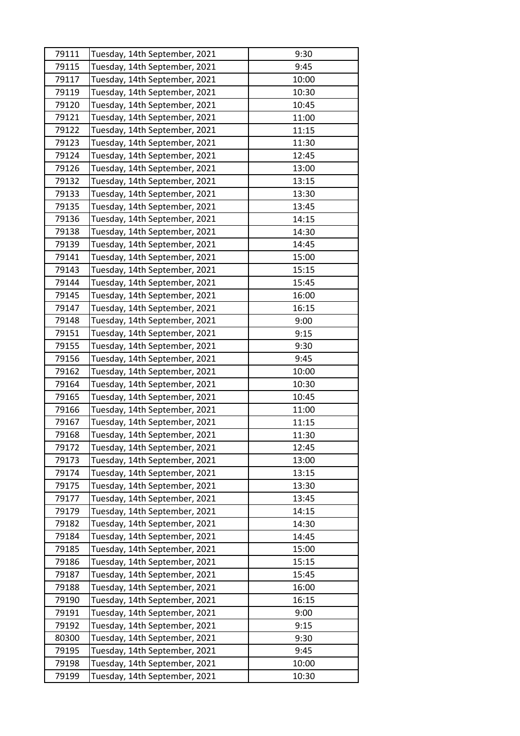| 79111 | Tuesday, 14th September, 2021 | 9:30 |
|---|---|---|
| 79115 | Tuesday, 14th September, 2021 | 9:45 |
| 79117 | Tuesday, 14th September, 2021 | 10:00 |
| 79119 | Tuesday, 14th September, 2021 | 10:30 |
| 79120 | Tuesday, 14th September, 2021 | 10:45 |
| 79121 | Tuesday, 14th September, 2021 | 11:00 |
| 79122 | Tuesday, 14th September, 2021 | 11:15 |
| 79123 | Tuesday, 14th September, 2021 | 11:30 |
| 79124 | Tuesday, 14th September, 2021 | 12:45 |
| 79126 | Tuesday, 14th September, 2021 | 13:00 |
| 79132 | Tuesday, 14th September, 2021 | 13:15 |
| 79133 | Tuesday, 14th September, 2021 | 13:30 |
| 79135 | Tuesday, 14th September, 2021 | 13:45 |
| 79136 | Tuesday, 14th September, 2021 | 14:15 |
| 79138 | Tuesday, 14th September, 2021 | 14:30 |
| 79139 | Tuesday, 14th September, 2021 | 14:45 |
| 79141 | Tuesday, 14th September, 2021 | 15:00 |
| 79143 | Tuesday, 14th September, 2021 | 15:15 |
| 79144 | Tuesday, 14th September, 2021 | 15:45 |
| 79145 | Tuesday, 14th September, 2021 | 16:00 |
| 79147 | Tuesday, 14th September, 2021 | 16:15 |
| 79148 | Tuesday, 14th September, 2021 | 9:00 |
| 79151 | Tuesday, 14th September, 2021 | 9:15 |
| 79155 | Tuesday, 14th September, 2021 | 9:30 |
| 79156 | Tuesday, 14th September, 2021 | 9:45 |
| 79162 | Tuesday, 14th September, 2021 | 10:00 |
| 79164 | Tuesday, 14th September, 2021 | 10:30 |
| 79165 | Tuesday, 14th September, 2021 | 10:45 |
| 79166 | Tuesday, 14th September, 2021 | 11:00 |
| 79167 | Tuesday, 14th September, 2021 | 11:15 |
| 79168 | Tuesday, 14th September, 2021 | 11:30 |
| 79172 | Tuesday, 14th September, 2021 | 12:45 |
| 79173 | Tuesday, 14th September, 2021 | 13:00 |
| 79174 | Tuesday, 14th September, 2021 | 13:15 |
| 79175 | Tuesday, 14th September, 2021 | 13:30 |
| 79177 | Tuesday, 14th September, 2021 | 13:45 |
| 79179 | Tuesday, 14th September, 2021 | 14:15 |
| 79182 | Tuesday, 14th September, 2021 | 14:30 |
| 79184 | Tuesday, 14th September, 2021 | 14:45 |
| 79185 | Tuesday, 14th September, 2021 | 15:00 |
| 79186 | Tuesday, 14th September, 2021 | 15:15 |
| 79187 | Tuesday, 14th September, 2021 | 15:45 |
| 79188 | Tuesday, 14th September, 2021 | 16:00 |
| 79190 | Tuesday, 14th September, 2021 | 16:15 |
| 79191 | Tuesday, 14th September, 2021 | 9:00 |
| 79192 | Tuesday, 14th September, 2021 | 9:15 |
| 80300 | Tuesday, 14th September, 2021 | 9:30 |
| 79195 | Tuesday, 14th September, 2021 | 9:45 |
| 79198 | Tuesday, 14th September, 2021 | 10:00 |
| 79199 | Tuesday, 14th September, 2021 | 10:30 |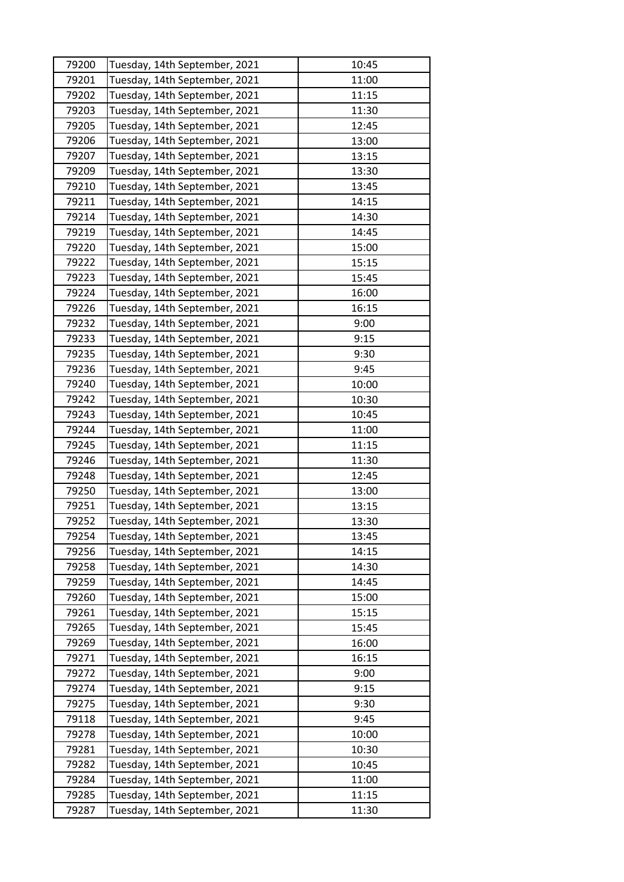| 79200 | Tuesday, 14th September, 2021 | 10:45 |
|---|---|---|
| 79201 | Tuesday, 14th September, 2021 | 11:00 |
| 79202 | Tuesday, 14th September, 2021 | 11:15 |
| 79203 | Tuesday, 14th September, 2021 | 11:30 |
| 79205 | Tuesday, 14th September, 2021 | 12:45 |
| 79206 | Tuesday, 14th September, 2021 | 13:00 |
| 79207 | Tuesday, 14th September, 2021 | 13:15 |
| 79209 | Tuesday, 14th September, 2021 | 13:30 |
| 79210 | Tuesday, 14th September, 2021 | 13:45 |
| 79211 | Tuesday, 14th September, 2021 | 14:15 |
| 79214 | Tuesday, 14th September, 2021 | 14:30 |
| 79219 | Tuesday, 14th September, 2021 | 14:45 |
| 79220 | Tuesday, 14th September, 2021 | 15:00 |
| 79222 | Tuesday, 14th September, 2021 | 15:15 |
| 79223 | Tuesday, 14th September, 2021 | 15:45 |
| 79224 | Tuesday, 14th September, 2021 | 16:00 |
| 79226 | Tuesday, 14th September, 2021 | 16:15 |
| 79232 | Tuesday, 14th September, 2021 | 9:00 |
| 79233 | Tuesday, 14th September, 2021 | 9:15 |
| 79235 | Tuesday, 14th September, 2021 | 9:30 |
| 79236 | Tuesday, 14th September, 2021 | 9:45 |
| 79240 | Tuesday, 14th September, 2021 | 10:00 |
| 79242 | Tuesday, 14th September, 2021 | 10:30 |
| 79243 | Tuesday, 14th September, 2021 | 10:45 |
| 79244 | Tuesday, 14th September, 2021 | 11:00 |
| 79245 | Tuesday, 14th September, 2021 | 11:15 |
| 79246 | Tuesday, 14th September, 2021 | 11:30 |
| 79248 | Tuesday, 14th September, 2021 | 12:45 |
| 79250 | Tuesday, 14th September, 2021 | 13:00 |
| 79251 | Tuesday, 14th September, 2021 | 13:15 |
| 79252 | Tuesday, 14th September, 2021 | 13:30 |
| 79254 | Tuesday, 14th September, 2021 | 13:45 |
| 79256 | Tuesday, 14th September, 2021 | 14:15 |
| 79258 | Tuesday, 14th September, 2021 | 14:30 |
| 79259 | Tuesday, 14th September, 2021 | 14:45 |
| 79260 | Tuesday, 14th September, 2021 | 15:00 |
| 79261 | Tuesday, 14th September, 2021 | 15:15 |
| 79265 | Tuesday, 14th September, 2021 | 15:45 |
| 79269 | Tuesday, 14th September, 2021 | 16:00 |
| 79271 | Tuesday, 14th September, 2021 | 16:15 |
| 79272 | Tuesday, 14th September, 2021 | 9:00 |
| 79274 | Tuesday, 14th September, 2021 | 9:15 |
| 79275 | Tuesday, 14th September, 2021 | 9:30 |
| 79118 | Tuesday, 14th September, 2021 | 9:45 |
| 79278 | Tuesday, 14th September, 2021 | 10:00 |
| 79281 | Tuesday, 14th September, 2021 | 10:30 |
| 79282 | Tuesday, 14th September, 2021 | 10:45 |
| 79284 | Tuesday, 14th September, 2021 | 11:00 |
| 79285 | Tuesday, 14th September, 2021 | 11:15 |
| 79287 | Tuesday, 14th September, 2021 | 11:30 |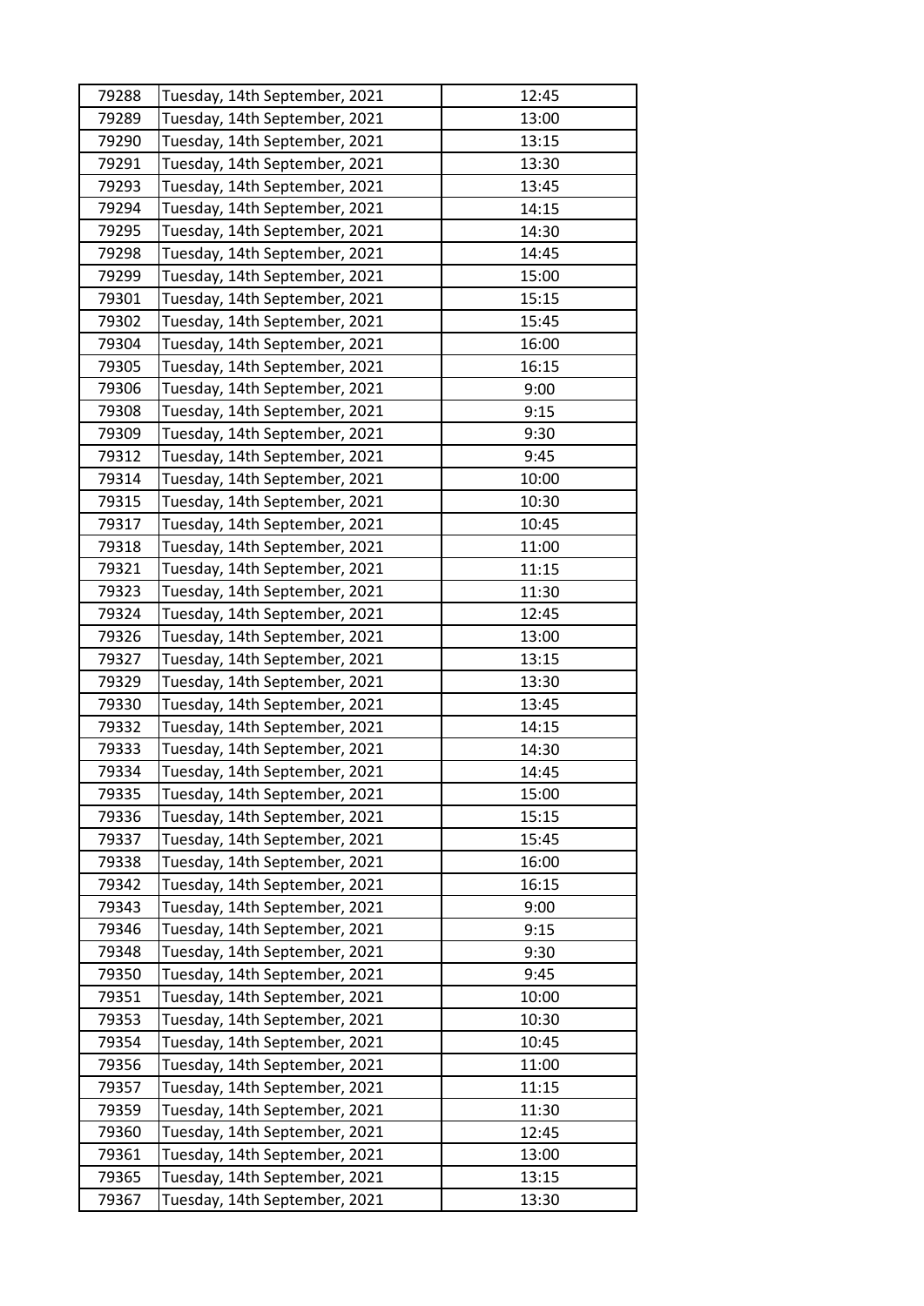| 79288 | Tuesday, 14th September, 2021 | 12:45 |
|---|---|---|
| 79289 | Tuesday, 14th September, 2021 | 13:00 |
| 79290 | Tuesday, 14th September, 2021 | 13:15 |
| 79291 | Tuesday, 14th September, 2021 | 13:30 |
| 79293 | Tuesday, 14th September, 2021 | 13:45 |
| 79294 | Tuesday, 14th September, 2021 | 14:15 |
| 79295 | Tuesday, 14th September, 2021 | 14:30 |
| 79298 | Tuesday, 14th September, 2021 | 14:45 |
| 79299 | Tuesday, 14th September, 2021 | 15:00 |
| 79301 | Tuesday, 14th September, 2021 | 15:15 |
| 79302 | Tuesday, 14th September, 2021 | 15:45 |
| 79304 | Tuesday, 14th September, 2021 | 16:00 |
| 79305 | Tuesday, 14th September, 2021 | 16:15 |
| 79306 | Tuesday, 14th September, 2021 | 9:00 |
| 79308 | Tuesday, 14th September, 2021 | 9:15 |
| 79309 | Tuesday, 14th September, 2021 | 9:30 |
| 79312 | Tuesday, 14th September, 2021 | 9:45 |
| 79314 | Tuesday, 14th September, 2021 | 10:00 |
| 79315 | Tuesday, 14th September, 2021 | 10:30 |
| 79317 | Tuesday, 14th September, 2021 | 10:45 |
| 79318 | Tuesday, 14th September, 2021 | 11:00 |
| 79321 | Tuesday, 14th September, 2021 | 11:15 |
| 79323 | Tuesday, 14th September, 2021 | 11:30 |
| 79324 | Tuesday, 14th September, 2021 | 12:45 |
| 79326 | Tuesday, 14th September, 2021 | 13:00 |
| 79327 | Tuesday, 14th September, 2021 | 13:15 |
| 79329 | Tuesday, 14th September, 2021 | 13:30 |
| 79330 | Tuesday, 14th September, 2021 | 13:45 |
| 79332 | Tuesday, 14th September, 2021 | 14:15 |
| 79333 | Tuesday, 14th September, 2021 | 14:30 |
| 79334 | Tuesday, 14th September, 2021 | 14:45 |
| 79335 | Tuesday, 14th September, 2021 | 15:00 |
| 79336 | Tuesday, 14th September, 2021 | 15:15 |
| 79337 | Tuesday, 14th September, 2021 | 15:45 |
| 79338 | Tuesday, 14th September, 2021 | 16:00 |
| 79342 | Tuesday, 14th September, 2021 | 16:15 |
| 79343 | Tuesday, 14th September, 2021 | 9:00 |
| 79346 | Tuesday, 14th September, 2021 | 9:15 |
| 79348 | Tuesday, 14th September, 2021 | 9:30 |
| 79350 | Tuesday, 14th September, 2021 | 9:45 |
| 79351 | Tuesday, 14th September, 2021 | 10:00 |
| 79353 | Tuesday, 14th September, 2021 | 10:30 |
| 79354 | Tuesday, 14th September, 2021 | 10:45 |
| 79356 | Tuesday, 14th September, 2021 | 11:00 |
| 79357 | Tuesday, 14th September, 2021 | 11:15 |
| 79359 | Tuesday, 14th September, 2021 | 11:30 |
| 79360 | Tuesday, 14th September, 2021 | 12:45 |
| 79361 | Tuesday, 14th September, 2021 | 13:00 |
| 79365 | Tuesday, 14th September, 2021 | 13:15 |
| 79367 | Tuesday, 14th September, 2021 | 13:30 |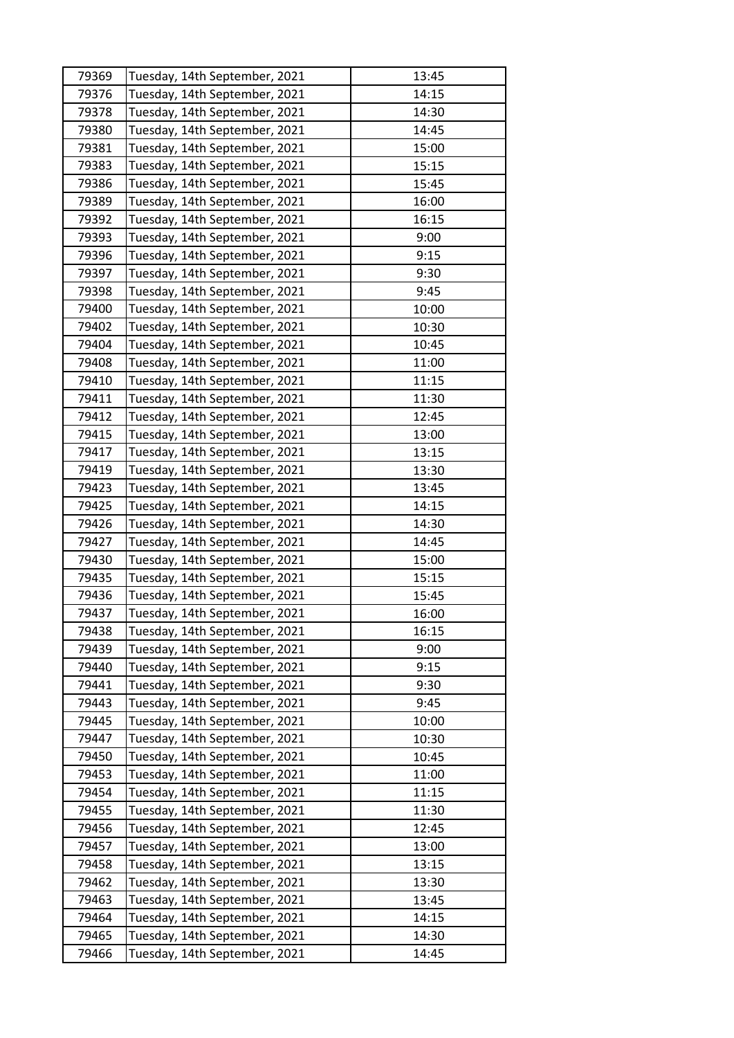| 79369 | Tuesday, 14th September, 2021 | 13:45 |
|---|---|---|
| 79376 | Tuesday, 14th September, 2021 | 14:15 |
| 79378 | Tuesday, 14th September, 2021 | 14:30 |
| 79380 | Tuesday, 14th September, 2021 | 14:45 |
| 79381 | Tuesday, 14th September, 2021 | 15:00 |
| 79383 | Tuesday, 14th September, 2021 | 15:15 |
| 79386 | Tuesday, 14th September, 2021 | 15:45 |
| 79389 | Tuesday, 14th September, 2021 | 16:00 |
| 79392 | Tuesday, 14th September, 2021 | 16:15 |
| 79393 | Tuesday, 14th September, 2021 | 9:00 |
| 79396 | Tuesday, 14th September, 2021 | 9:15 |
| 79397 | Tuesday, 14th September, 2021 | 9:30 |
| 79398 | Tuesday, 14th September, 2021 | 9:45 |
| 79400 | Tuesday, 14th September, 2021 | 10:00 |
| 79402 | Tuesday, 14th September, 2021 | 10:30 |
| 79404 | Tuesday, 14th September, 2021 | 10:45 |
| 79408 | Tuesday, 14th September, 2021 | 11:00 |
| 79410 | Tuesday, 14th September, 2021 | 11:15 |
| 79411 | Tuesday, 14th September, 2021 | 11:30 |
| 79412 | Tuesday, 14th September, 2021 | 12:45 |
| 79415 | Tuesday, 14th September, 2021 | 13:00 |
| 79417 | Tuesday, 14th September, 2021 | 13:15 |
| 79419 | Tuesday, 14th September, 2021 | 13:30 |
| 79423 | Tuesday, 14th September, 2021 | 13:45 |
| 79425 | Tuesday, 14th September, 2021 | 14:15 |
| 79426 | Tuesday, 14th September, 2021 | 14:30 |
| 79427 | Tuesday, 14th September, 2021 | 14:45 |
| 79430 | Tuesday, 14th September, 2021 | 15:00 |
| 79435 | Tuesday, 14th September, 2021 | 15:15 |
| 79436 | Tuesday, 14th September, 2021 | 15:45 |
| 79437 | Tuesday, 14th September, 2021 | 16:00 |
| 79438 | Tuesday, 14th September, 2021 | 16:15 |
| 79439 | Tuesday, 14th September, 2021 | 9:00 |
| 79440 | Tuesday, 14th September, 2021 | 9:15 |
| 79441 | Tuesday, 14th September, 2021 | 9:30 |
| 79443 | Tuesday, 14th September, 2021 | 9:45 |
| 79445 | Tuesday, 14th September, 2021 | 10:00 |
| 79447 | Tuesday, 14th September, 2021 | 10:30 |
| 79450 | Tuesday, 14th September, 2021 | 10:45 |
| 79453 | Tuesday, 14th September, 2021 | 11:00 |
| 79454 | Tuesday, 14th September, 2021 | 11:15 |
| 79455 | Tuesday, 14th September, 2021 | 11:30 |
| 79456 | Tuesday, 14th September, 2021 | 12:45 |
| 79457 | Tuesday, 14th September, 2021 | 13:00 |
| 79458 | Tuesday, 14th September, 2021 | 13:15 |
| 79462 | Tuesday, 14th September, 2021 | 13:30 |
| 79463 | Tuesday, 14th September, 2021 | 13:45 |
| 79464 | Tuesday, 14th September, 2021 | 14:15 |
| 79465 | Tuesday, 14th September, 2021 | 14:30 |
| 79466 | Tuesday, 14th September, 2021 | 14:45 |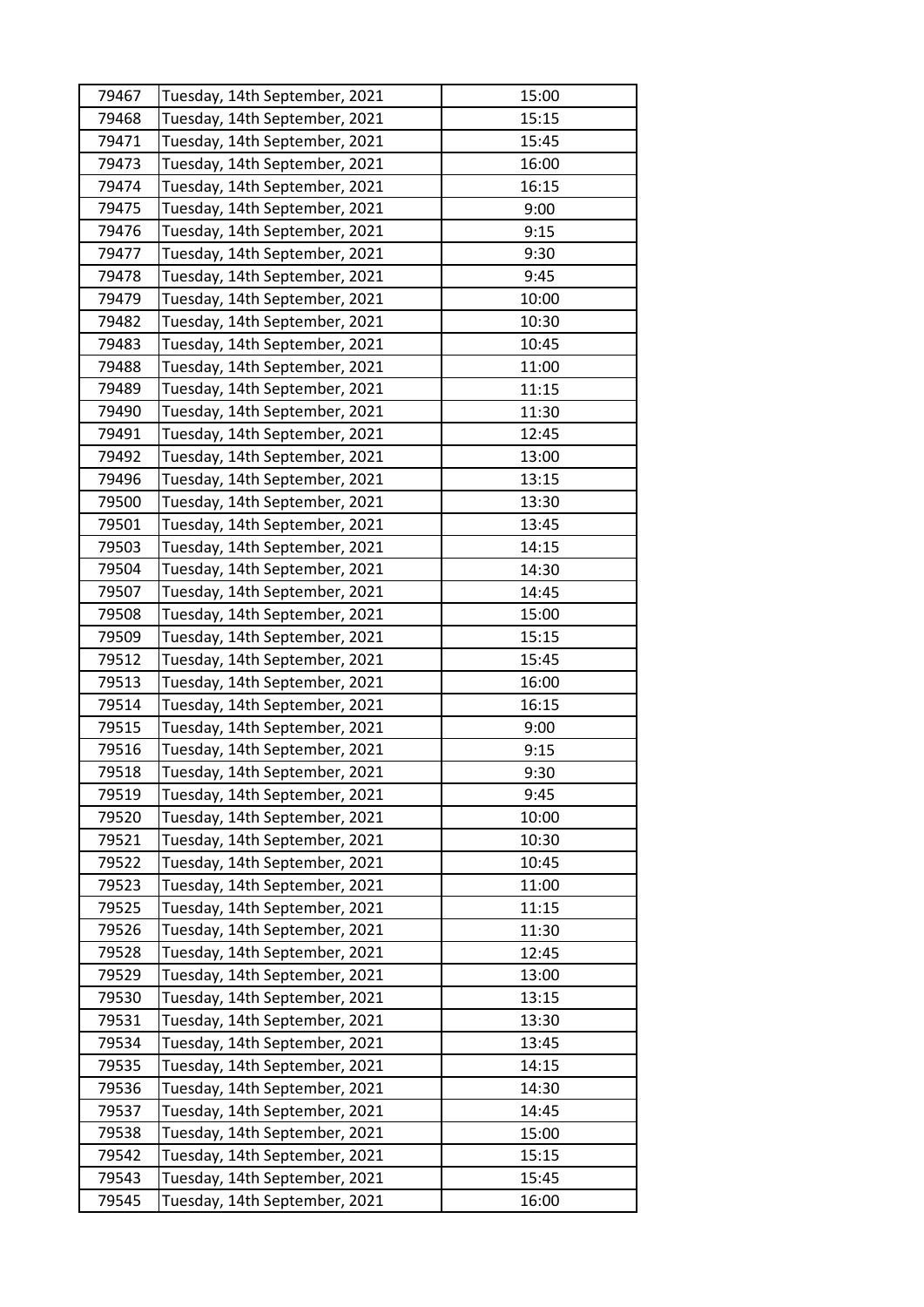| 79467 | Tuesday, 14th September, 2021 | 15:00 |
|---|---|---|
| 79468 | Tuesday, 14th September, 2021 | 15:15 |
| 79471 | Tuesday, 14th September, 2021 | 15:45 |
| 79473 | Tuesday, 14th September, 2021 | 16:00 |
| 79474 | Tuesday, 14th September, 2021 | 16:15 |
| 79475 | Tuesday, 14th September, 2021 | 9:00 |
| 79476 | Tuesday, 14th September, 2021 | 9:15 |
| 79477 | Tuesday, 14th September, 2021 | 9:30 |
| 79478 | Tuesday, 14th September, 2021 | 9:45 |
| 79479 | Tuesday, 14th September, 2021 | 10:00 |
| 79482 | Tuesday, 14th September, 2021 | 10:30 |
| 79483 | Tuesday, 14th September, 2021 | 10:45 |
| 79488 | Tuesday, 14th September, 2021 | 11:00 |
| 79489 | Tuesday, 14th September, 2021 | 11:15 |
| 79490 | Tuesday, 14th September, 2021 | 11:30 |
| 79491 | Tuesday, 14th September, 2021 | 12:45 |
| 79492 | Tuesday, 14th September, 2021 | 13:00 |
| 79496 | Tuesday, 14th September, 2021 | 13:15 |
| 79500 | Tuesday, 14th September, 2021 | 13:30 |
| 79501 | Tuesday, 14th September, 2021 | 13:45 |
| 79503 | Tuesday, 14th September, 2021 | 14:15 |
| 79504 | Tuesday, 14th September, 2021 | 14:30 |
| 79507 | Tuesday, 14th September, 2021 | 14:45 |
| 79508 | Tuesday, 14th September, 2021 | 15:00 |
| 79509 | Tuesday, 14th September, 2021 | 15:15 |
| 79512 | Tuesday, 14th September, 2021 | 15:45 |
| 79513 | Tuesday, 14th September, 2021 | 16:00 |
| 79514 | Tuesday, 14th September, 2021 | 16:15 |
| 79515 | Tuesday, 14th September, 2021 | 9:00 |
| 79516 | Tuesday, 14th September, 2021 | 9:15 |
| 79518 | Tuesday, 14th September, 2021 | 9:30 |
| 79519 | Tuesday, 14th September, 2021 | 9:45 |
| 79520 | Tuesday, 14th September, 2021 | 10:00 |
| 79521 | Tuesday, 14th September, 2021 | 10:30 |
| 79522 | Tuesday, 14th September, 2021 | 10:45 |
| 79523 | Tuesday, 14th September, 2021 | 11:00 |
| 79525 | Tuesday, 14th September, 2021 | 11:15 |
| 79526 | Tuesday, 14th September, 2021 | 11:30 |
| 79528 | Tuesday, 14th September, 2021 | 12:45 |
| 79529 | Tuesday, 14th September, 2021 | 13:00 |
| 79530 | Tuesday, 14th September, 2021 | 13:15 |
| 79531 | Tuesday, 14th September, 2021 | 13:30 |
| 79534 | Tuesday, 14th September, 2021 | 13:45 |
| 79535 | Tuesday, 14th September, 2021 | 14:15 |
| 79536 | Tuesday, 14th September, 2021 | 14:30 |
| 79537 | Tuesday, 14th September, 2021 | 14:45 |
| 79538 | Tuesday, 14th September, 2021 | 15:00 |
| 79542 | Tuesday, 14th September, 2021 | 15:15 |
| 79543 | Tuesday, 14th September, 2021 | 15:45 |
| 79545 | Tuesday, 14th September, 2021 | 16:00 |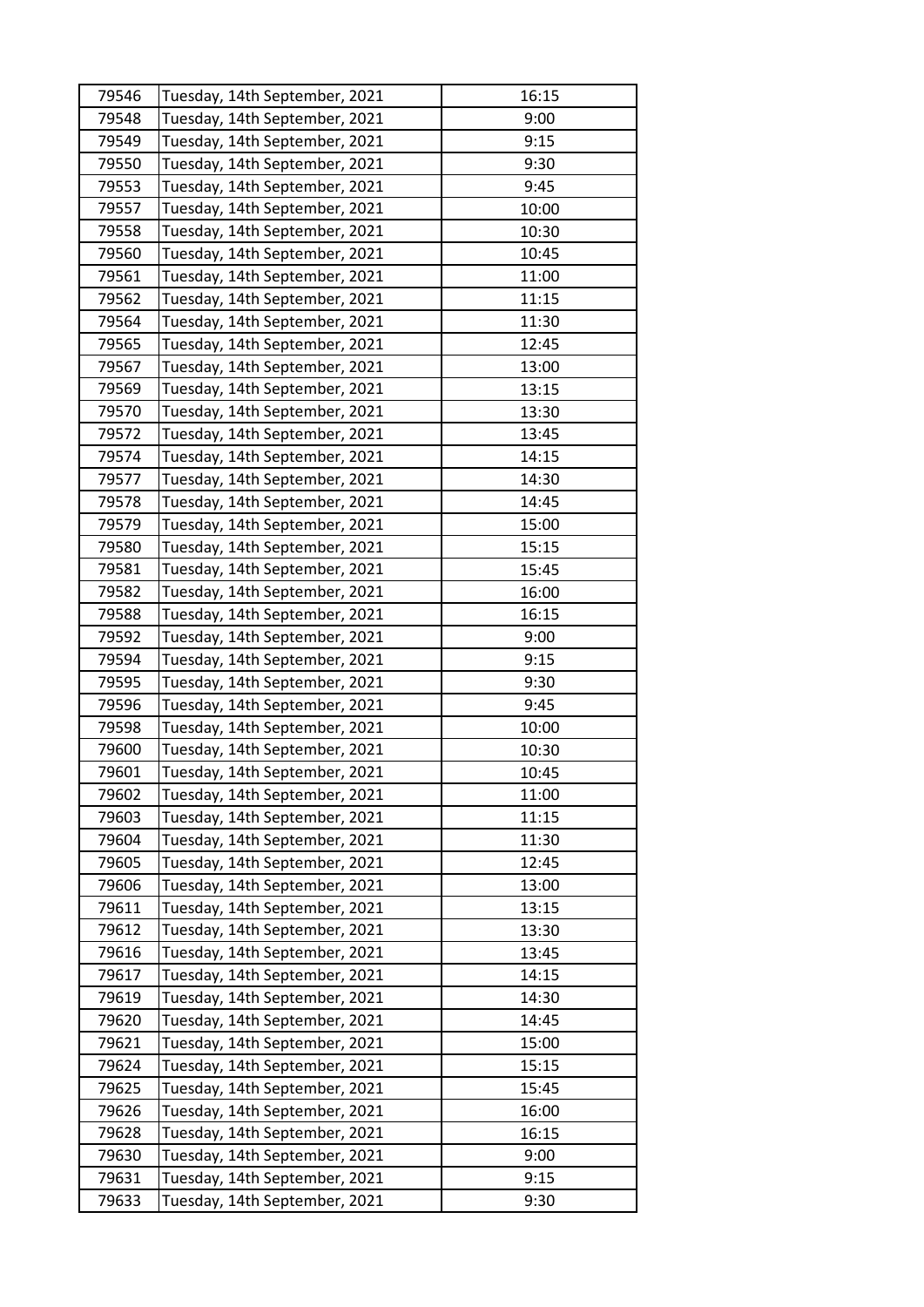| 79546 | Tuesday, 14th September, 2021 | 16:15 |
|---|---|---|
| 79548 | Tuesday, 14th September, 2021 | 9:00 |
| 79549 | Tuesday, 14th September, 2021 | 9:15 |
| 79550 | Tuesday, 14th September, 2021 | 9:30 |
| 79553 | Tuesday, 14th September, 2021 | 9:45 |
| 79557 | Tuesday, 14th September, 2021 | 10:00 |
| 79558 | Tuesday, 14th September, 2021 | 10:30 |
| 79560 | Tuesday, 14th September, 2021 | 10:45 |
| 79561 | Tuesday, 14th September, 2021 | 11:00 |
| 79562 | Tuesday, 14th September, 2021 | 11:15 |
| 79564 | Tuesday, 14th September, 2021 | 11:30 |
| 79565 | Tuesday, 14th September, 2021 | 12:45 |
| 79567 | Tuesday, 14th September, 2021 | 13:00 |
| 79569 | Tuesday, 14th September, 2021 | 13:15 |
| 79570 | Tuesday, 14th September, 2021 | 13:30 |
| 79572 | Tuesday, 14th September, 2021 | 13:45 |
| 79574 | Tuesday, 14th September, 2021 | 14:15 |
| 79577 | Tuesday, 14th September, 2021 | 14:30 |
| 79578 | Tuesday, 14th September, 2021 | 14:45 |
| 79579 | Tuesday, 14th September, 2021 | 15:00 |
| 79580 | Tuesday, 14th September, 2021 | 15:15 |
| 79581 | Tuesday, 14th September, 2021 | 15:45 |
| 79582 | Tuesday, 14th September, 2021 | 16:00 |
| 79588 | Tuesday, 14th September, 2021 | 16:15 |
| 79592 | Tuesday, 14th September, 2021 | 9:00 |
| 79594 | Tuesday, 14th September, 2021 | 9:15 |
| 79595 | Tuesday, 14th September, 2021 | 9:30 |
| 79596 | Tuesday, 14th September, 2021 | 9:45 |
| 79598 | Tuesday, 14th September, 2021 | 10:00 |
| 79600 | Tuesday, 14th September, 2021 | 10:30 |
| 79601 | Tuesday, 14th September, 2021 | 10:45 |
| 79602 | Tuesday, 14th September, 2021 | 11:00 |
| 79603 | Tuesday, 14th September, 2021 | 11:15 |
| 79604 | Tuesday, 14th September, 2021 | 11:30 |
| 79605 | Tuesday, 14th September, 2021 | 12:45 |
| 79606 | Tuesday, 14th September, 2021 | 13:00 |
| 79611 | Tuesday, 14th September, 2021 | 13:15 |
| 79612 | Tuesday, 14th September, 2021 | 13:30 |
| 79616 | Tuesday, 14th September, 2021 | 13:45 |
| 79617 | Tuesday, 14th September, 2021 | 14:15 |
| 79619 | Tuesday, 14th September, 2021 | 14:30 |
| 79620 | Tuesday, 14th September, 2021 | 14:45 |
| 79621 | Tuesday, 14th September, 2021 | 15:00 |
| 79624 | Tuesday, 14th September, 2021 | 15:15 |
| 79625 | Tuesday, 14th September, 2021 | 15:45 |
| 79626 | Tuesday, 14th September, 2021 | 16:00 |
| 79628 | Tuesday, 14th September, 2021 | 16:15 |
| 79630 | Tuesday, 14th September, 2021 | 9:00 |
| 79631 | Tuesday, 14th September, 2021 | 9:15 |
| 79633 | Tuesday, 14th September, 2021 | 9:30 |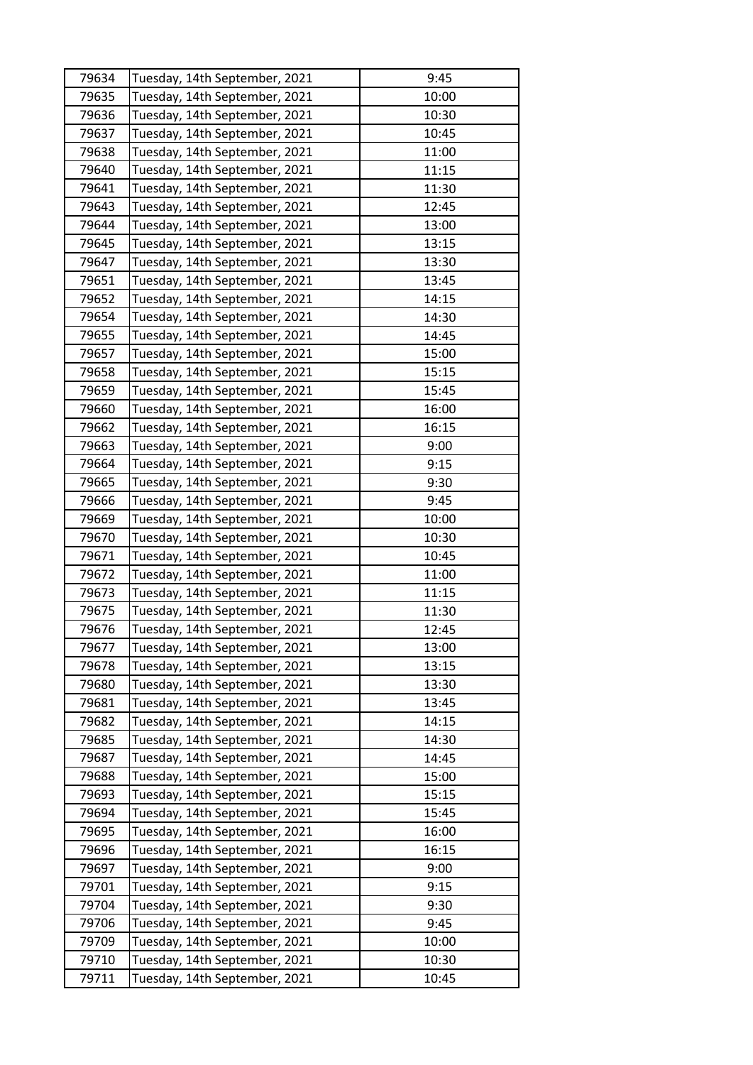| 79634 | Tuesday, 14th September, 2021 | 9:45 |
|---|---|---|
| 79635 | Tuesday, 14th September, 2021 | 10:00 |
| 79636 | Tuesday, 14th September, 2021 | 10:30 |
| 79637 | Tuesday, 14th September, 2021 | 10:45 |
| 79638 | Tuesday, 14th September, 2021 | 11:00 |
| 79640 | Tuesday, 14th September, 2021 | 11:15 |
| 79641 | Tuesday, 14th September, 2021 | 11:30 |
| 79643 | Tuesday, 14th September, 2021 | 12:45 |
| 79644 | Tuesday, 14th September, 2021 | 13:00 |
| 79645 | Tuesday, 14th September, 2021 | 13:15 |
| 79647 | Tuesday, 14th September, 2021 | 13:30 |
| 79651 | Tuesday, 14th September, 2021 | 13:45 |
| 79652 | Tuesday, 14th September, 2021 | 14:15 |
| 79654 | Tuesday, 14th September, 2021 | 14:30 |
| 79655 | Tuesday, 14th September, 2021 | 14:45 |
| 79657 | Tuesday, 14th September, 2021 | 15:00 |
| 79658 | Tuesday, 14th September, 2021 | 15:15 |
| 79659 | Tuesday, 14th September, 2021 | 15:45 |
| 79660 | Tuesday, 14th September, 2021 | 16:00 |
| 79662 | Tuesday, 14th September, 2021 | 16:15 |
| 79663 | Tuesday, 14th September, 2021 | 9:00 |
| 79664 | Tuesday, 14th September, 2021 | 9:15 |
| 79665 | Tuesday, 14th September, 2021 | 9:30 |
| 79666 | Tuesday, 14th September, 2021 | 9:45 |
| 79669 | Tuesday, 14th September, 2021 | 10:00 |
| 79670 | Tuesday, 14th September, 2021 | 10:30 |
| 79671 | Tuesday, 14th September, 2021 | 10:45 |
| 79672 | Tuesday, 14th September, 2021 | 11:00 |
| 79673 | Tuesday, 14th September, 2021 | 11:15 |
| 79675 | Tuesday, 14th September, 2021 | 11:30 |
| 79676 | Tuesday, 14th September, 2021 | 12:45 |
| 79677 | Tuesday, 14th September, 2021 | 13:00 |
| 79678 | Tuesday, 14th September, 2021 | 13:15 |
| 79680 | Tuesday, 14th September, 2021 | 13:30 |
| 79681 | Tuesday, 14th September, 2021 | 13:45 |
| 79682 | Tuesday, 14th September, 2021 | 14:15 |
| 79685 | Tuesday, 14th September, 2021 | 14:30 |
| 79687 | Tuesday, 14th September, 2021 | 14:45 |
| 79688 | Tuesday, 14th September, 2021 | 15:00 |
| 79693 | Tuesday, 14th September, 2021 | 15:15 |
| 79694 | Tuesday, 14th September, 2021 | 15:45 |
| 79695 | Tuesday, 14th September, 2021 | 16:00 |
| 79696 | Tuesday, 14th September, 2021 | 16:15 |
| 79697 | Tuesday, 14th September, 2021 | 9:00 |
| 79701 | Tuesday, 14th September, 2021 | 9:15 |
| 79704 | Tuesday, 14th September, 2021 | 9:30 |
| 79706 | Tuesday, 14th September, 2021 | 9:45 |
| 79709 | Tuesday, 14th September, 2021 | 10:00 |
| 79710 | Tuesday, 14th September, 2021 | 10:30 |
| 79711 | Tuesday, 14th September, 2021 | 10:45 |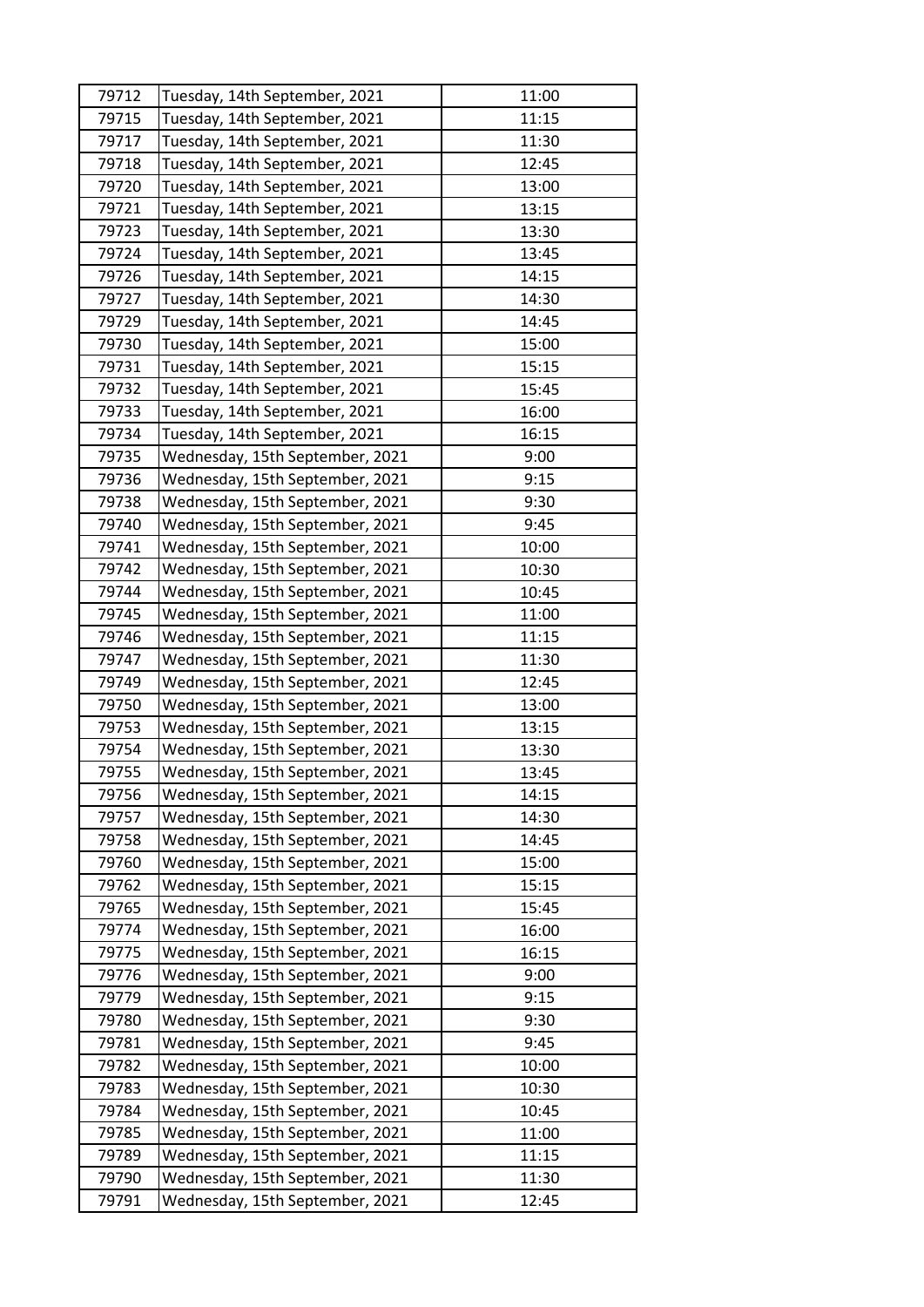| 79712 | Tuesday, 14th September, 2021 | 11:00 |
|---|---|---|
| 79715 | Tuesday, 14th September, 2021 | 11:15 |
| 79717 | Tuesday, 14th September, 2021 | 11:30 |
| 79718 | Tuesday, 14th September, 2021 | 12:45 |
| 79720 | Tuesday, 14th September, 2021 | 13:00 |
| 79721 | Tuesday, 14th September, 2021 | 13:15 |
| 79723 | Tuesday, 14th September, 2021 | 13:30 |
| 79724 | Tuesday, 14th September, 2021 | 13:45 |
| 79726 | Tuesday, 14th September, 2021 | 14:15 |
| 79727 | Tuesday, 14th September, 2021 | 14:30 |
| 79729 | Tuesday, 14th September, 2021 | 14:45 |
| 79730 | Tuesday, 14th September, 2021 | 15:00 |
| 79731 | Tuesday, 14th September, 2021 | 15:15 |
| 79732 | Tuesday, 14th September, 2021 | 15:45 |
| 79733 | Tuesday, 14th September, 2021 | 16:00 |
| 79734 | Tuesday, 14th September, 2021 | 16:15 |
| 79735 | Wednesday, 15th September, 2021 | 9:00 |
| 79736 | Wednesday, 15th September, 2021 | 9:15 |
| 79738 | Wednesday, 15th September, 2021 | 9:30 |
| 79740 | Wednesday, 15th September, 2021 | 9:45 |
| 79741 | Wednesday, 15th September, 2021 | 10:00 |
| 79742 | Wednesday, 15th September, 2021 | 10:30 |
| 79744 | Wednesday, 15th September, 2021 | 10:45 |
| 79745 | Wednesday, 15th September, 2021 | 11:00 |
| 79746 | Wednesday, 15th September, 2021 | 11:15 |
| 79747 | Wednesday, 15th September, 2021 | 11:30 |
| 79749 | Wednesday, 15th September, 2021 | 12:45 |
| 79750 | Wednesday, 15th September, 2021 | 13:00 |
| 79753 | Wednesday, 15th September, 2021 | 13:15 |
| 79754 | Wednesday, 15th September, 2021 | 13:30 |
| 79755 | Wednesday, 15th September, 2021 | 13:45 |
| 79756 | Wednesday, 15th September, 2021 | 14:15 |
| 79757 | Wednesday, 15th September, 2021 | 14:30 |
| 79758 | Wednesday, 15th September, 2021 | 14:45 |
| 79760 | Wednesday, 15th September, 2021 | 15:00 |
| 79762 | Wednesday, 15th September, 2021 | 15:15 |
| 79765 | Wednesday, 15th September, 2021 | 15:45 |
| 79774 | Wednesday, 15th September, 2021 | 16:00 |
| 79775 | Wednesday, 15th September, 2021 | 16:15 |
| 79776 | Wednesday, 15th September, 2021 | 9:00 |
| 79779 | Wednesday, 15th September, 2021 | 9:15 |
| 79780 | Wednesday, 15th September, 2021 | 9:30 |
| 79781 | Wednesday, 15th September, 2021 | 9:45 |
| 79782 | Wednesday, 15th September, 2021 | 10:00 |
| 79783 | Wednesday, 15th September, 2021 | 10:30 |
| 79784 | Wednesday, 15th September, 2021 | 10:45 |
| 79785 | Wednesday, 15th September, 2021 | 11:00 |
| 79789 | Wednesday, 15th September, 2021 | 11:15 |
| 79790 | Wednesday, 15th September, 2021 | 11:30 |
| 79791 | Wednesday, 15th September, 2021 | 12:45 |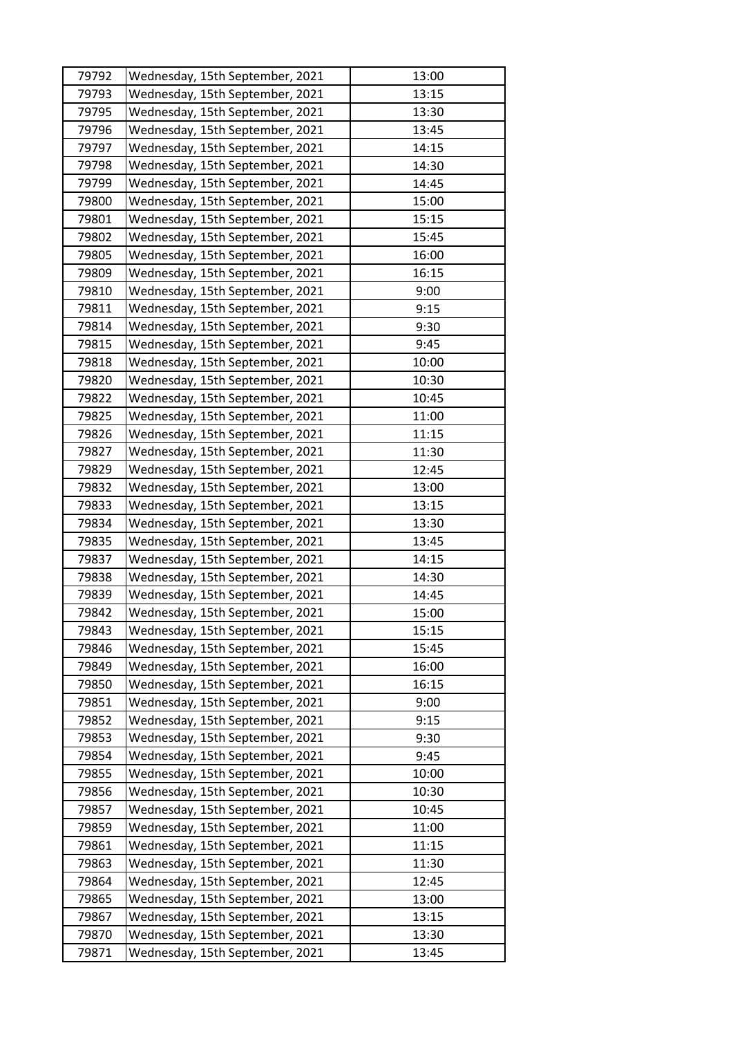| 79792 | Wednesday, 15th September, 2021 | 13:00 |
|---|---|---|
| 79793 | Wednesday, 15th September, 2021 | 13:15 |
| 79795 | Wednesday, 15th September, 2021 | 13:30 |
| 79796 | Wednesday, 15th September, 2021 | 13:45 |
| 79797 | Wednesday, 15th September, 2021 | 14:15 |
| 79798 | Wednesday, 15th September, 2021 | 14:30 |
| 79799 | Wednesday, 15th September, 2021 | 14:45 |
| 79800 | Wednesday, 15th September, 2021 | 15:00 |
| 79801 | Wednesday, 15th September, 2021 | 15:15 |
| 79802 | Wednesday, 15th September, 2021 | 15:45 |
| 79805 | Wednesday, 15th September, 2021 | 16:00 |
| 79809 | Wednesday, 15th September, 2021 | 16:15 |
| 79810 | Wednesday, 15th September, 2021 | 9:00 |
| 79811 | Wednesday, 15th September, 2021 | 9:15 |
| 79814 | Wednesday, 15th September, 2021 | 9:30 |
| 79815 | Wednesday, 15th September, 2021 | 9:45 |
| 79818 | Wednesday, 15th September, 2021 | 10:00 |
| 79820 | Wednesday, 15th September, 2021 | 10:30 |
| 79822 | Wednesday, 15th September, 2021 | 10:45 |
| 79825 | Wednesday, 15th September, 2021 | 11:00 |
| 79826 | Wednesday, 15th September, 2021 | 11:15 |
| 79827 | Wednesday, 15th September, 2021 | 11:30 |
| 79829 | Wednesday, 15th September, 2021 | 12:45 |
| 79832 | Wednesday, 15th September, 2021 | 13:00 |
| 79833 | Wednesday, 15th September, 2021 | 13:15 |
| 79834 | Wednesday, 15th September, 2021 | 13:30 |
| 79835 | Wednesday, 15th September, 2021 | 13:45 |
| 79837 | Wednesday, 15th September, 2021 | 14:15 |
| 79838 | Wednesday, 15th September, 2021 | 14:30 |
| 79839 | Wednesday, 15th September, 2021 | 14:45 |
| 79842 | Wednesday, 15th September, 2021 | 15:00 |
| 79843 | Wednesday, 15th September, 2021 | 15:15 |
| 79846 | Wednesday, 15th September, 2021 | 15:45 |
| 79849 | Wednesday, 15th September, 2021 | 16:00 |
| 79850 | Wednesday, 15th September, 2021 | 16:15 |
| 79851 | Wednesday, 15th September, 2021 | 9:00 |
| 79852 | Wednesday, 15th September, 2021 | 9:15 |
| 79853 | Wednesday, 15th September, 2021 | 9:30 |
| 79854 | Wednesday, 15th September, 2021 | 9:45 |
| 79855 | Wednesday, 15th September, 2021 | 10:00 |
| 79856 | Wednesday, 15th September, 2021 | 10:30 |
| 79857 | Wednesday, 15th September, 2021 | 10:45 |
| 79859 | Wednesday, 15th September, 2021 | 11:00 |
| 79861 | Wednesday, 15th September, 2021 | 11:15 |
| 79863 | Wednesday, 15th September, 2021 | 11:30 |
| 79864 | Wednesday, 15th September, 2021 | 12:45 |
| 79865 | Wednesday, 15th September, 2021 | 13:00 |
| 79867 | Wednesday, 15th September, 2021 | 13:15 |
| 79870 | Wednesday, 15th September, 2021 | 13:30 |
| 79871 | Wednesday, 15th September, 2021 | 13:45 |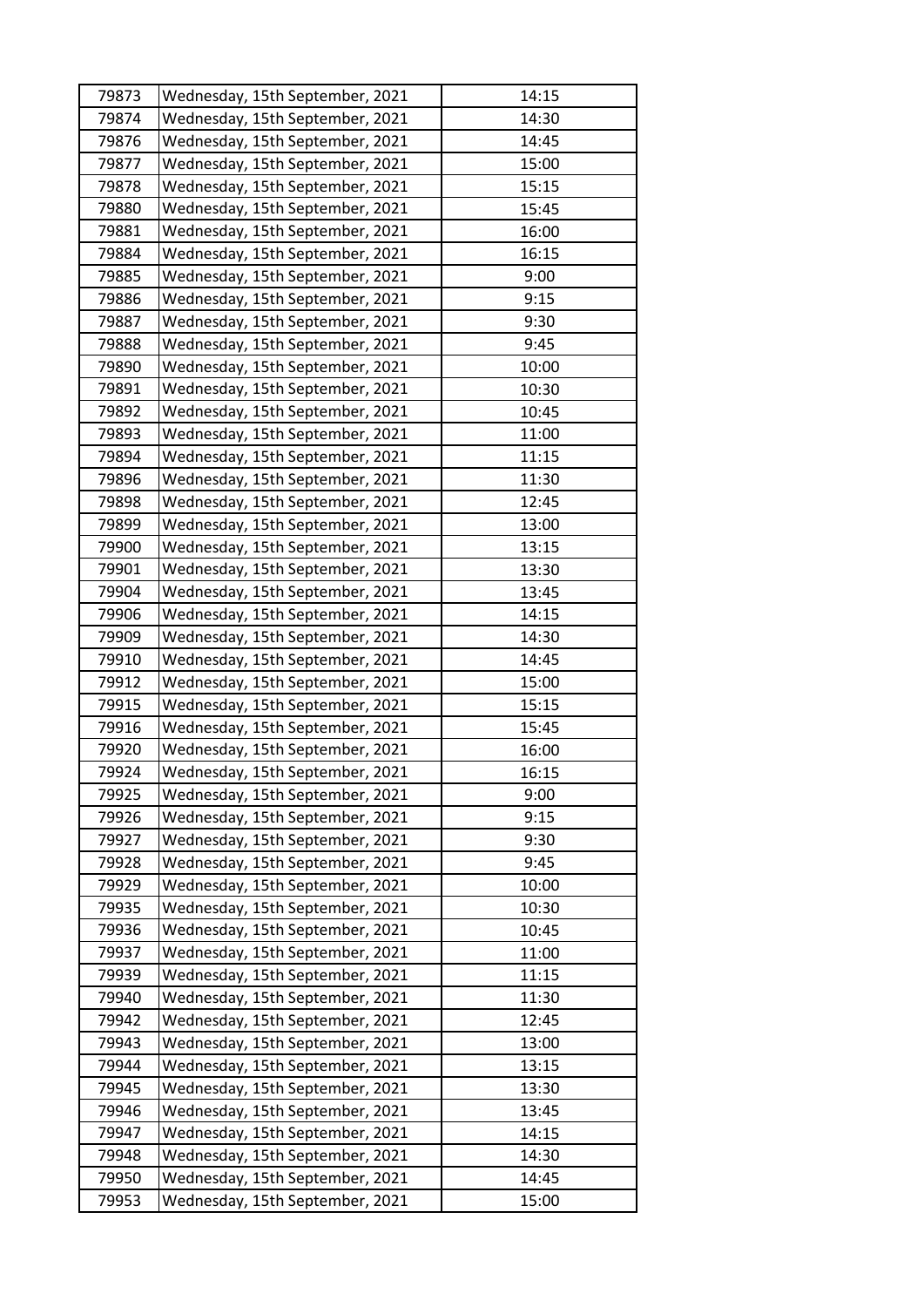| 79873 | Wednesday, 15th September, 2021 | 14:15 |
|---|---|---|
| 79874 | Wednesday, 15th September, 2021 | 14:30 |
| 79876 | Wednesday, 15th September, 2021 | 14:45 |
| 79877 | Wednesday, 15th September, 2021 | 15:00 |
| 79878 | Wednesday, 15th September, 2021 | 15:15 |
| 79880 | Wednesday, 15th September, 2021 | 15:45 |
| 79881 | Wednesday, 15th September, 2021 | 16:00 |
| 79884 | Wednesday, 15th September, 2021 | 16:15 |
| 79885 | Wednesday, 15th September, 2021 | 9:00 |
| 79886 | Wednesday, 15th September, 2021 | 9:15 |
| 79887 | Wednesday, 15th September, 2021 | 9:30 |
| 79888 | Wednesday, 15th September, 2021 | 9:45 |
| 79890 | Wednesday, 15th September, 2021 | 10:00 |
| 79891 | Wednesday, 15th September, 2021 | 10:30 |
| 79892 | Wednesday, 15th September, 2021 | 10:45 |
| 79893 | Wednesday, 15th September, 2021 | 11:00 |
| 79894 | Wednesday, 15th September, 2021 | 11:15 |
| 79896 | Wednesday, 15th September, 2021 | 11:30 |
| 79898 | Wednesday, 15th September, 2021 | 12:45 |
| 79899 | Wednesday, 15th September, 2021 | 13:00 |
| 79900 | Wednesday, 15th September, 2021 | 13:15 |
| 79901 | Wednesday, 15th September, 2021 | 13:30 |
| 79904 | Wednesday, 15th September, 2021 | 13:45 |
| 79906 | Wednesday, 15th September, 2021 | 14:15 |
| 79909 | Wednesday, 15th September, 2021 | 14:30 |
| 79910 | Wednesday, 15th September, 2021 | 14:45 |
| 79912 | Wednesday, 15th September, 2021 | 15:00 |
| 79915 | Wednesday, 15th September, 2021 | 15:15 |
| 79916 | Wednesday, 15th September, 2021 | 15:45 |
| 79920 | Wednesday, 15th September, 2021 | 16:00 |
| 79924 | Wednesday, 15th September, 2021 | 16:15 |
| 79925 | Wednesday, 15th September, 2021 | 9:00 |
| 79926 | Wednesday, 15th September, 2021 | 9:15 |
| 79927 | Wednesday, 15th September, 2021 | 9:30 |
| 79928 | Wednesday, 15th September, 2021 | 9:45 |
| 79929 | Wednesday, 15th September, 2021 | 10:00 |
| 79935 | Wednesday, 15th September, 2021 | 10:30 |
| 79936 | Wednesday, 15th September, 2021 | 10:45 |
| 79937 | Wednesday, 15th September, 2021 | 11:00 |
| 79939 | Wednesday, 15th September, 2021 | 11:15 |
| 79940 | Wednesday, 15th September, 2021 | 11:30 |
| 79942 | Wednesday, 15th September, 2021 | 12:45 |
| 79943 | Wednesday, 15th September, 2021 | 13:00 |
| 79944 | Wednesday, 15th September, 2021 | 13:15 |
| 79945 | Wednesday, 15th September, 2021 | 13:30 |
| 79946 | Wednesday, 15th September, 2021 | 13:45 |
| 79947 | Wednesday, 15th September, 2021 | 14:15 |
| 79948 | Wednesday, 15th September, 2021 | 14:30 |
| 79950 | Wednesday, 15th September, 2021 | 14:45 |
| 79953 | Wednesday, 15th September, 2021 | 15:00 |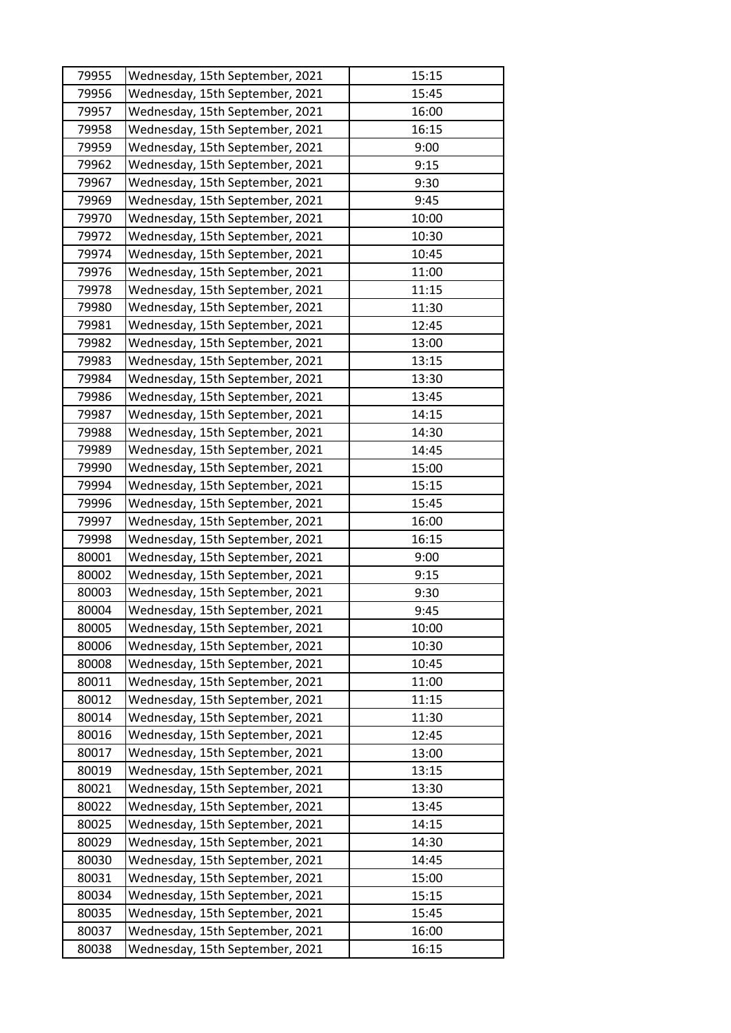| 79955 | Wednesday, 15th September, 2021 | 15:15 |
|---|---|---|
| 79956 | Wednesday, 15th September, 2021 | 15:45 |
| 79957 | Wednesday, 15th September, 2021 | 16:00 |
| 79958 | Wednesday, 15th September, 2021 | 16:15 |
| 79959 | Wednesday, 15th September, 2021 | 9:00 |
| 79962 | Wednesday, 15th September, 2021 | 9:15 |
| 79967 | Wednesday, 15th September, 2021 | 9:30 |
| 79969 | Wednesday, 15th September, 2021 | 9:45 |
| 79970 | Wednesday, 15th September, 2021 | 10:00 |
| 79972 | Wednesday, 15th September, 2021 | 10:30 |
| 79974 | Wednesday, 15th September, 2021 | 10:45 |
| 79976 | Wednesday, 15th September, 2021 | 11:00 |
| 79978 | Wednesday, 15th September, 2021 | 11:15 |
| 79980 | Wednesday, 15th September, 2021 | 11:30 |
| 79981 | Wednesday, 15th September, 2021 | 12:45 |
| 79982 | Wednesday, 15th September, 2021 | 13:00 |
| 79983 | Wednesday, 15th September, 2021 | 13:15 |
| 79984 | Wednesday, 15th September, 2021 | 13:30 |
| 79986 | Wednesday, 15th September, 2021 | 13:45 |
| 79987 | Wednesday, 15th September, 2021 | 14:15 |
| 79988 | Wednesday, 15th September, 2021 | 14:30 |
| 79989 | Wednesday, 15th September, 2021 | 14:45 |
| 79990 | Wednesday, 15th September, 2021 | 15:00 |
| 79994 | Wednesday, 15th September, 2021 | 15:15 |
| 79996 | Wednesday, 15th September, 2021 | 15:45 |
| 79997 | Wednesday, 15th September, 2021 | 16:00 |
| 79998 | Wednesday, 15th September, 2021 | 16:15 |
| 80001 | Wednesday, 15th September, 2021 | 9:00 |
| 80002 | Wednesday, 15th September, 2021 | 9:15 |
| 80003 | Wednesday, 15th September, 2021 | 9:30 |
| 80004 | Wednesday, 15th September, 2021 | 9:45 |
| 80005 | Wednesday, 15th September, 2021 | 10:00 |
| 80006 | Wednesday, 15th September, 2021 | 10:30 |
| 80008 | Wednesday, 15th September, 2021 | 10:45 |
| 80011 | Wednesday, 15th September, 2021 | 11:00 |
| 80012 | Wednesday, 15th September, 2021 | 11:15 |
| 80014 | Wednesday, 15th September, 2021 | 11:30 |
| 80016 | Wednesday, 15th September, 2021 | 12:45 |
| 80017 | Wednesday, 15th September, 2021 | 13:00 |
| 80019 | Wednesday, 15th September, 2021 | 13:15 |
| 80021 | Wednesday, 15th September, 2021 | 13:30 |
| 80022 | Wednesday, 15th September, 2021 | 13:45 |
| 80025 | Wednesday, 15th September, 2021 | 14:15 |
| 80029 | Wednesday, 15th September, 2021 | 14:30 |
| 80030 | Wednesday, 15th September, 2021 | 14:45 |
| 80031 | Wednesday, 15th September, 2021 | 15:00 |
| 80034 | Wednesday, 15th September, 2021 | 15:15 |
| 80035 | Wednesday, 15th September, 2021 | 15:45 |
| 80037 | Wednesday, 15th September, 2021 | 16:00 |
| 80038 | Wednesday, 15th September, 2021 | 16:15 |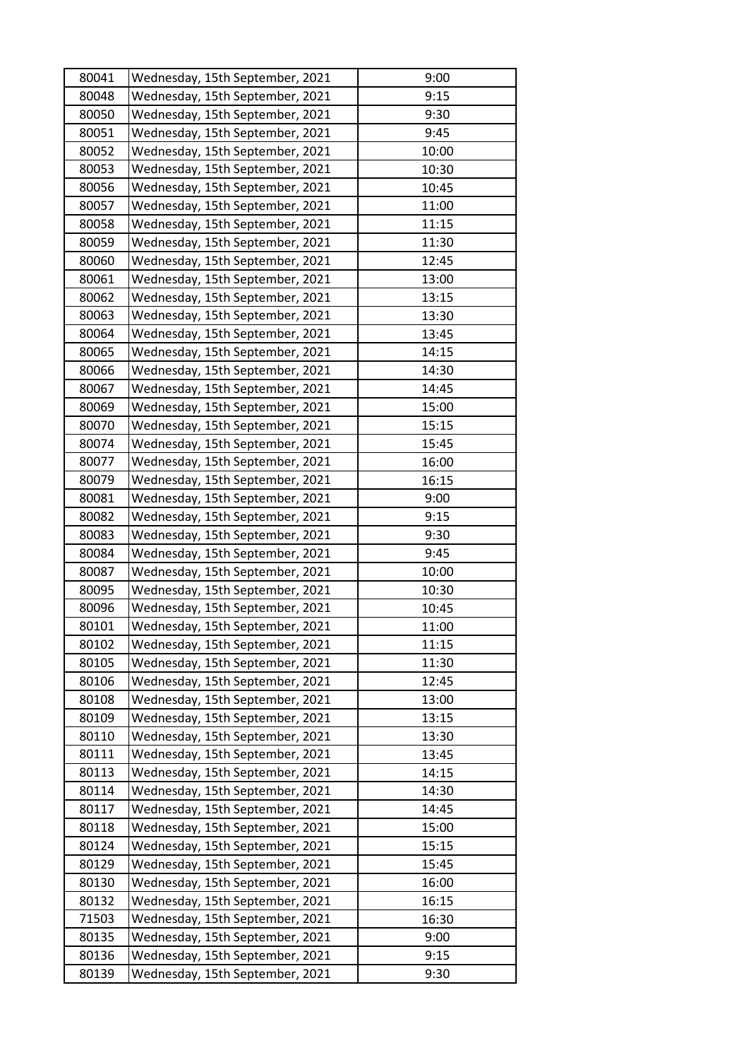| 80041 | Wednesday, 15th September, 2021 | 9:00 |
|---|---|---|
| 80048 | Wednesday, 15th September, 2021 | 9:15 |
| 80050 | Wednesday, 15th September, 2021 | 9:30 |
| 80051 | Wednesday, 15th September, 2021 | 9:45 |
| 80052 | Wednesday, 15th September, 2021 | 10:00 |
| 80053 | Wednesday, 15th September, 2021 | 10:30 |
| 80056 | Wednesday, 15th September, 2021 | 10:45 |
| 80057 | Wednesday, 15th September, 2021 | 11:00 |
| 80058 | Wednesday, 15th September, 2021 | 11:15 |
| 80059 | Wednesday, 15th September, 2021 | 11:30 |
| 80060 | Wednesday, 15th September, 2021 | 12:45 |
| 80061 | Wednesday, 15th September, 2021 | 13:00 |
| 80062 | Wednesday, 15th September, 2021 | 13:15 |
| 80063 | Wednesday, 15th September, 2021 | 13:30 |
| 80064 | Wednesday, 15th September, 2021 | 13:45 |
| 80065 | Wednesday, 15th September, 2021 | 14:15 |
| 80066 | Wednesday, 15th September, 2021 | 14:30 |
| 80067 | Wednesday, 15th September, 2021 | 14:45 |
| 80069 | Wednesday, 15th September, 2021 | 15:00 |
| 80070 | Wednesday, 15th September, 2021 | 15:15 |
| 80074 | Wednesday, 15th September, 2021 | 15:45 |
| 80077 | Wednesday, 15th September, 2021 | 16:00 |
| 80079 | Wednesday, 15th September, 2021 | 16:15 |
| 80081 | Wednesday, 15th September, 2021 | 9:00 |
| 80082 | Wednesday, 15th September, 2021 | 9:15 |
| 80083 | Wednesday, 15th September, 2021 | 9:30 |
| 80084 | Wednesday, 15th September, 2021 | 9:45 |
| 80087 | Wednesday, 15th September, 2021 | 10:00 |
| 80095 | Wednesday, 15th September, 2021 | 10:30 |
| 80096 | Wednesday, 15th September, 2021 | 10:45 |
| 80101 | Wednesday, 15th September, 2021 | 11:00 |
| 80102 | Wednesday, 15th September, 2021 | 11:15 |
| 80105 | Wednesday, 15th September, 2021 | 11:30 |
| 80106 | Wednesday, 15th September, 2021 | 12:45 |
| 80108 | Wednesday, 15th September, 2021 | 13:00 |
| 80109 | Wednesday, 15th September, 2021 | 13:15 |
| 80110 | Wednesday, 15th September, 2021 | 13:30 |
| 80111 | Wednesday, 15th September, 2021 | 13:45 |
| 80113 | Wednesday, 15th September, 2021 | 14:15 |
| 80114 | Wednesday, 15th September, 2021 | 14:30 |
| 80117 | Wednesday, 15th September, 2021 | 14:45 |
| 80118 | Wednesday, 15th September, 2021 | 15:00 |
| 80124 | Wednesday, 15th September, 2021 | 15:15 |
| 80129 | Wednesday, 15th September, 2021 | 15:45 |
| 80130 | Wednesday, 15th September, 2021 | 16:00 |
| 80132 | Wednesday, 15th September, 2021 | 16:15 |
| 71503 | Wednesday, 15th September, 2021 | 16:30 |
| 80135 | Wednesday, 15th September, 2021 | 9:00 |
| 80136 | Wednesday, 15th September, 2021 | 9:15 |
| 80139 | Wednesday, 15th September, 2021 | 9:30 |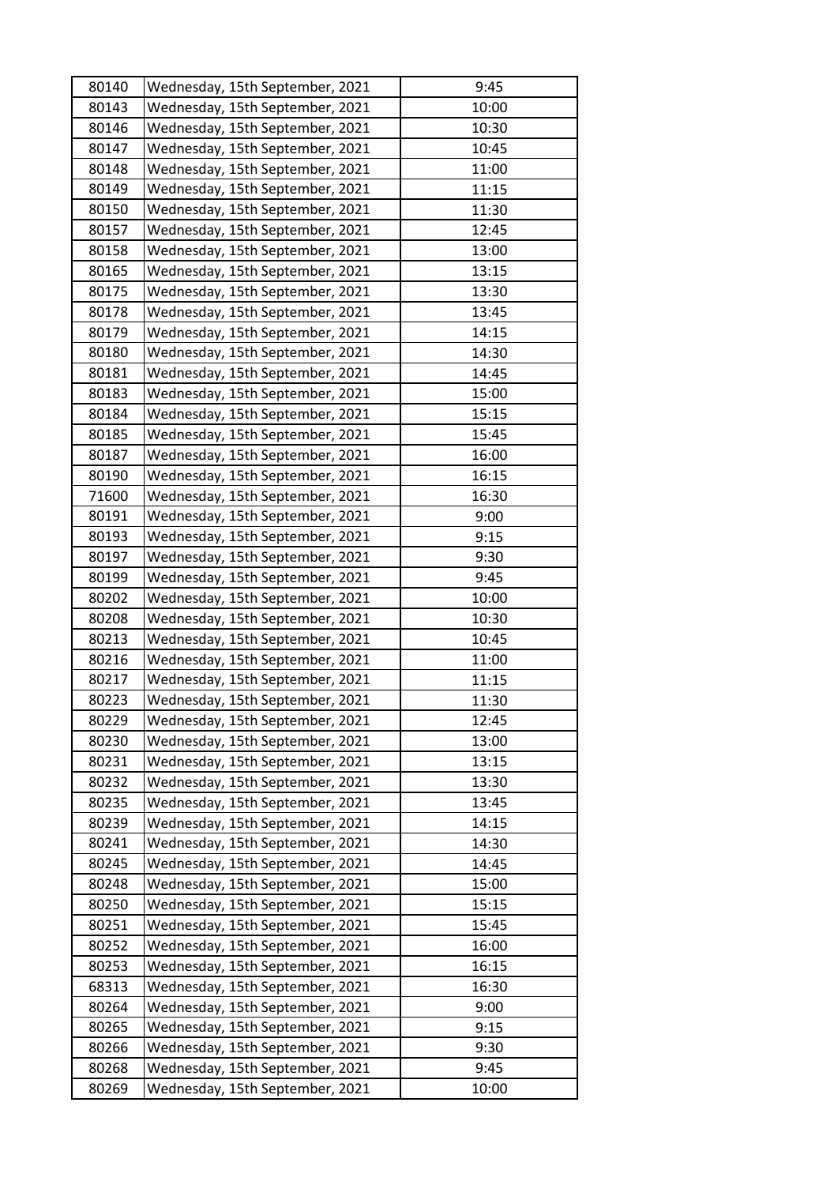| 80140 | Wednesday, 15th September, 2021 | 9:45 |
|---|---|---|
| 80143 | Wednesday, 15th September, 2021 | 10:00 |
| 80146 | Wednesday, 15th September, 2021 | 10:30 |
| 80147 | Wednesday, 15th September, 2021 | 10:45 |
| 80148 | Wednesday, 15th September, 2021 | 11:00 |
| 80149 | Wednesday, 15th September, 2021 | 11:15 |
| 80150 | Wednesday, 15th September, 2021 | 11:30 |
| 80157 | Wednesday, 15th September, 2021 | 12:45 |
| 80158 | Wednesday, 15th September, 2021 | 13:00 |
| 80165 | Wednesday, 15th September, 2021 | 13:15 |
| 80175 | Wednesday, 15th September, 2021 | 13:30 |
| 80178 | Wednesday, 15th September, 2021 | 13:45 |
| 80179 | Wednesday, 15th September, 2021 | 14:15 |
| 80180 | Wednesday, 15th September, 2021 | 14:30 |
| 80181 | Wednesday, 15th September, 2021 | 14:45 |
| 80183 | Wednesday, 15th September, 2021 | 15:00 |
| 80184 | Wednesday, 15th September, 2021 | 15:15 |
| 80185 | Wednesday, 15th September, 2021 | 15:45 |
| 80187 | Wednesday, 15th September, 2021 | 16:00 |
| 80190 | Wednesday, 15th September, 2021 | 16:15 |
| 71600 | Wednesday, 15th September, 2021 | 16:30 |
| 80191 | Wednesday, 15th September, 2021 | 9:00 |
| 80193 | Wednesday, 15th September, 2021 | 9:15 |
| 80197 | Wednesday, 15th September, 2021 | 9:30 |
| 80199 | Wednesday, 15th September, 2021 | 9:45 |
| 80202 | Wednesday, 15th September, 2021 | 10:00 |
| 80208 | Wednesday, 15th September, 2021 | 10:30 |
| 80213 | Wednesday, 15th September, 2021 | 10:45 |
| 80216 | Wednesday, 15th September, 2021 | 11:00 |
| 80217 | Wednesday, 15th September, 2021 | 11:15 |
| 80223 | Wednesday, 15th September, 2021 | 11:30 |
| 80229 | Wednesday, 15th September, 2021 | 12:45 |
| 80230 | Wednesday, 15th September, 2021 | 13:00 |
| 80231 | Wednesday, 15th September, 2021 | 13:15 |
| 80232 | Wednesday, 15th September, 2021 | 13:30 |
| 80235 | Wednesday, 15th September, 2021 | 13:45 |
| 80239 | Wednesday, 15th September, 2021 | 14:15 |
| 80241 | Wednesday, 15th September, 2021 | 14:30 |
| 80245 | Wednesday, 15th September, 2021 | 14:45 |
| 80248 | Wednesday, 15th September, 2021 | 15:00 |
| 80250 | Wednesday, 15th September, 2021 | 15:15 |
| 80251 | Wednesday, 15th September, 2021 | 15:45 |
| 80252 | Wednesday, 15th September, 2021 | 16:00 |
| 80253 | Wednesday, 15th September, 2021 | 16:15 |
| 68313 | Wednesday, 15th September, 2021 | 16:30 |
| 80264 | Wednesday, 15th September, 2021 | 9:00 |
| 80265 | Wednesday, 15th September, 2021 | 9:15 |
| 80266 | Wednesday, 15th September, 2021 | 9:30 |
| 80268 | Wednesday, 15th September, 2021 | 9:45 |
| 80269 | Wednesday, 15th September, 2021 | 10:00 |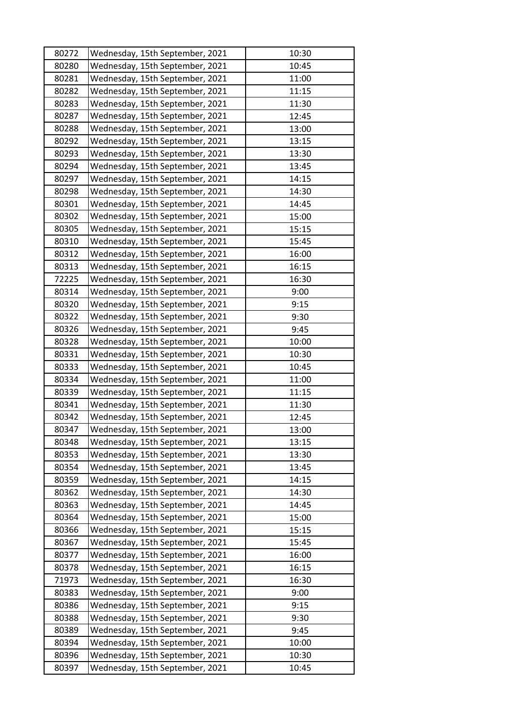| 80272 | Wednesday, 15th September, 2021 | 10:30 |
|---|---|---|
| 80280 | Wednesday, 15th September, 2021 | 10:45 |
| 80281 | Wednesday, 15th September, 2021 | 11:00 |
| 80282 | Wednesday, 15th September, 2021 | 11:15 |
| 80283 | Wednesday, 15th September, 2021 | 11:30 |
| 80287 | Wednesday, 15th September, 2021 | 12:45 |
| 80288 | Wednesday, 15th September, 2021 | 13:00 |
| 80292 | Wednesday, 15th September, 2021 | 13:15 |
| 80293 | Wednesday, 15th September, 2021 | 13:30 |
| 80294 | Wednesday, 15th September, 2021 | 13:45 |
| 80297 | Wednesday, 15th September, 2021 | 14:15 |
| 80298 | Wednesday, 15th September, 2021 | 14:30 |
| 80301 | Wednesday, 15th September, 2021 | 14:45 |
| 80302 | Wednesday, 15th September, 2021 | 15:00 |
| 80305 | Wednesday, 15th September, 2021 | 15:15 |
| 80310 | Wednesday, 15th September, 2021 | 15:45 |
| 80312 | Wednesday, 15th September, 2021 | 16:00 |
| 80313 | Wednesday, 15th September, 2021 | 16:15 |
| 72225 | Wednesday, 15th September, 2021 | 16:30 |
| 80314 | Wednesday, 15th September, 2021 | 9:00 |
| 80320 | Wednesday, 15th September, 2021 | 9:15 |
| 80322 | Wednesday, 15th September, 2021 | 9:30 |
| 80326 | Wednesday, 15th September, 2021 | 9:45 |
| 80328 | Wednesday, 15th September, 2021 | 10:00 |
| 80331 | Wednesday, 15th September, 2021 | 10:30 |
| 80333 | Wednesday, 15th September, 2021 | 10:45 |
| 80334 | Wednesday, 15th September, 2021 | 11:00 |
| 80339 | Wednesday, 15th September, 2021 | 11:15 |
| 80341 | Wednesday, 15th September, 2021 | 11:30 |
| 80342 | Wednesday, 15th September, 2021 | 12:45 |
| 80347 | Wednesday, 15th September, 2021 | 13:00 |
| 80348 | Wednesday, 15th September, 2021 | 13:15 |
| 80353 | Wednesday, 15th September, 2021 | 13:30 |
| 80354 | Wednesday, 15th September, 2021 | 13:45 |
| 80359 | Wednesday, 15th September, 2021 | 14:15 |
| 80362 | Wednesday, 15th September, 2021 | 14:30 |
| 80363 | Wednesday, 15th September, 2021 | 14:45 |
| 80364 | Wednesday, 15th September, 2021 | 15:00 |
| 80366 | Wednesday, 15th September, 2021 | 15:15 |
| 80367 | Wednesday, 15th September, 2021 | 15:45 |
| 80377 | Wednesday, 15th September, 2021 | 16:00 |
| 80378 | Wednesday, 15th September, 2021 | 16:15 |
| 71973 | Wednesday, 15th September, 2021 | 16:30 |
| 80383 | Wednesday, 15th September, 2021 | 9:00 |
| 80386 | Wednesday, 15th September, 2021 | 9:15 |
| 80388 | Wednesday, 15th September, 2021 | 9:30 |
| 80389 | Wednesday, 15th September, 2021 | 9:45 |
| 80394 | Wednesday, 15th September, 2021 | 10:00 |
| 80396 | Wednesday, 15th September, 2021 | 10:30 |
| 80397 | Wednesday, 15th September, 2021 | 10:45 |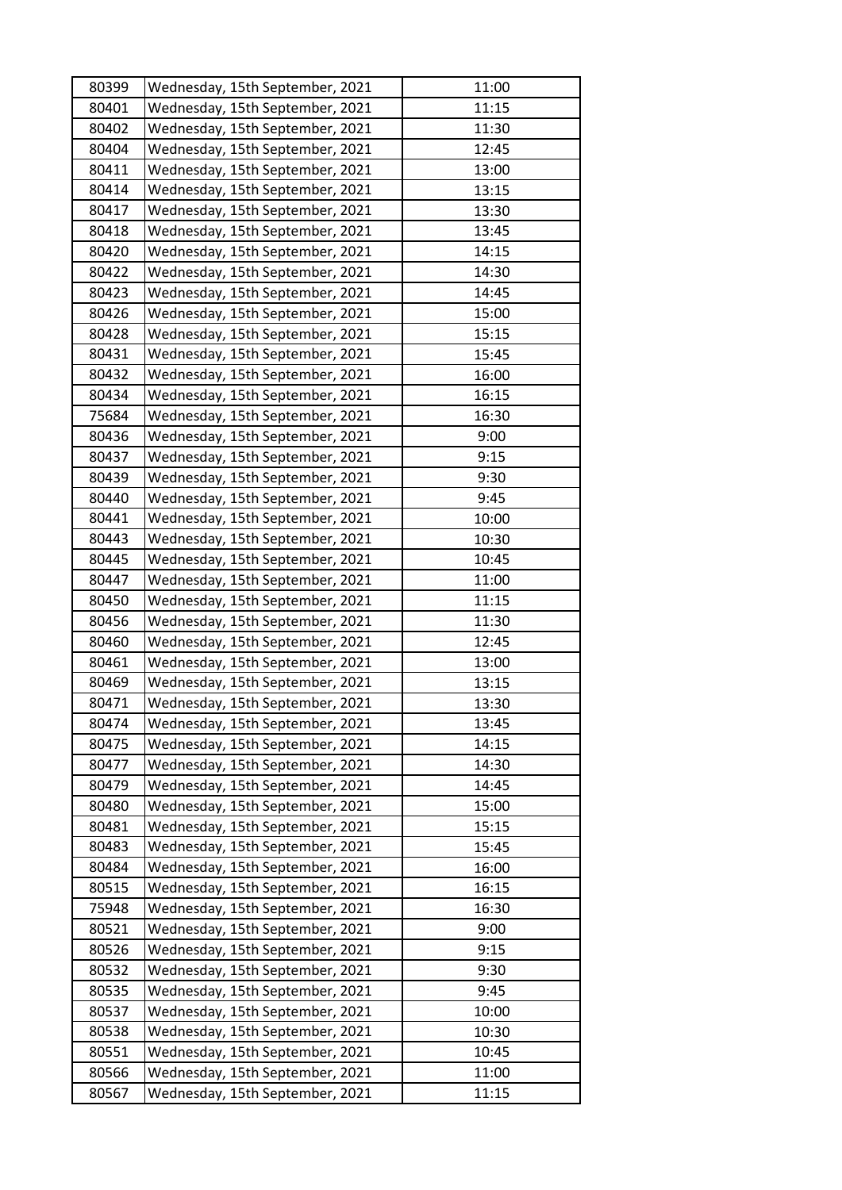| | | |
|---|---|---|
| 80399 | Wednesday, 15th September, 2021 | 11:00 |
| 80401 | Wednesday, 15th September, 2021 | 11:15 |
| 80402 | Wednesday, 15th September, 2021 | 11:30 |
| 80404 | Wednesday, 15th September, 2021 | 12:45 |
| 80411 | Wednesday, 15th September, 2021 | 13:00 |
| 80414 | Wednesday, 15th September, 2021 | 13:15 |
| 80417 | Wednesday, 15th September, 2021 | 13:30 |
| 80418 | Wednesday, 15th September, 2021 | 13:45 |
| 80420 | Wednesday, 15th September, 2021 | 14:15 |
| 80422 | Wednesday, 15th September, 2021 | 14:30 |
| 80423 | Wednesday, 15th September, 2021 | 14:45 |
| 80426 | Wednesday, 15th September, 2021 | 15:00 |
| 80428 | Wednesday, 15th September, 2021 | 15:15 |
| 80431 | Wednesday, 15th September, 2021 | 15:45 |
| 80432 | Wednesday, 15th September, 2021 | 16:00 |
| 80434 | Wednesday, 15th September, 2021 | 16:15 |
| 75684 | Wednesday, 15th September, 2021 | 16:30 |
| 80436 | Wednesday, 15th September, 2021 | 9:00 |
| 80437 | Wednesday, 15th September, 2021 | 9:15 |
| 80439 | Wednesday, 15th September, 2021 | 9:30 |
| 80440 | Wednesday, 15th September, 2021 | 9:45 |
| 80441 | Wednesday, 15th September, 2021 | 10:00 |
| 80443 | Wednesday, 15th September, 2021 | 10:30 |
| 80445 | Wednesday, 15th September, 2021 | 10:45 |
| 80447 | Wednesday, 15th September, 2021 | 11:00 |
| 80450 | Wednesday, 15th September, 2021 | 11:15 |
| 80456 | Wednesday, 15th September, 2021 | 11:30 |
| 80460 | Wednesday, 15th September, 2021 | 12:45 |
| 80461 | Wednesday, 15th September, 2021 | 13:00 |
| 80469 | Wednesday, 15th September, 2021 | 13:15 |
| 80471 | Wednesday, 15th September, 2021 | 13:30 |
| 80474 | Wednesday, 15th September, 2021 | 13:45 |
| 80475 | Wednesday, 15th September, 2021 | 14:15 |
| 80477 | Wednesday, 15th September, 2021 | 14:30 |
| 80479 | Wednesday, 15th September, 2021 | 14:45 |
| 80480 | Wednesday, 15th September, 2021 | 15:00 |
| 80481 | Wednesday, 15th September, 2021 | 15:15 |
| 80483 | Wednesday, 15th September, 2021 | 15:45 |
| 80484 | Wednesday, 15th September, 2021 | 16:00 |
| 80515 | Wednesday, 15th September, 2021 | 16:15 |
| 75948 | Wednesday, 15th September, 2021 | 16:30 |
| 80521 | Wednesday, 15th September, 2021 | 9:00 |
| 80526 | Wednesday, 15th September, 2021 | 9:15 |
| 80532 | Wednesday, 15th September, 2021 | 9:30 |
| 80535 | Wednesday, 15th September, 2021 | 9:45 |
| 80537 | Wednesday, 15th September, 2021 | 10:00 |
| 80538 | Wednesday, 15th September, 2021 | 10:30 |
| 80551 | Wednesday, 15th September, 2021 | 10:45 |
| 80566 | Wednesday, 15th September, 2021 | 11:00 |
| 80567 | Wednesday, 15th September, 2021 | 11:15 |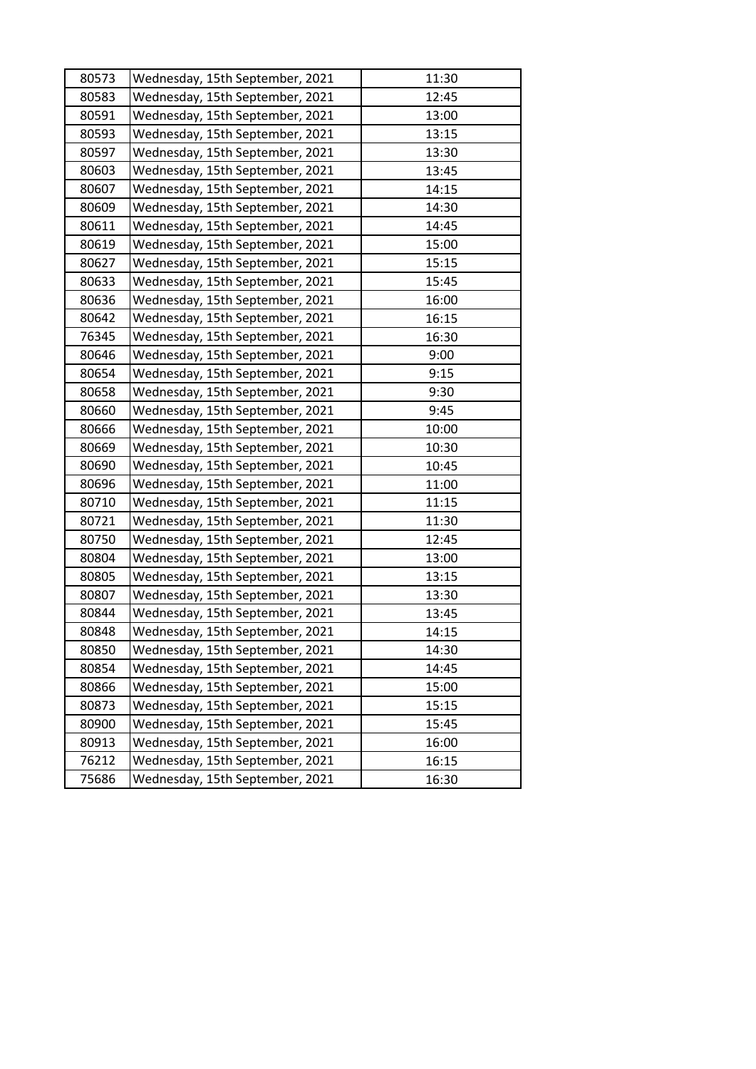| | | |
|---|---|---|
| 80573 | Wednesday, 15th September, 2021 | 11:30 |
| 80583 | Wednesday, 15th September, 2021 | 12:45 |
| 80591 | Wednesday, 15th September, 2021 | 13:00 |
| 80593 | Wednesday, 15th September, 2021 | 13:15 |
| 80597 | Wednesday, 15th September, 2021 | 13:30 |
| 80603 | Wednesday, 15th September, 2021 | 13:45 |
| 80607 | Wednesday, 15th September, 2021 | 14:15 |
| 80609 | Wednesday, 15th September, 2021 | 14:30 |
| 80611 | Wednesday, 15th September, 2021 | 14:45 |
| 80619 | Wednesday, 15th September, 2021 | 15:00 |
| 80627 | Wednesday, 15th September, 2021 | 15:15 |
| 80633 | Wednesday, 15th September, 2021 | 15:45 |
| 80636 | Wednesday, 15th September, 2021 | 16:00 |
| 80642 | Wednesday, 15th September, 2021 | 16:15 |
| 76345 | Wednesday, 15th September, 2021 | 16:30 |
| 80646 | Wednesday, 15th September, 2021 | 9:00 |
| 80654 | Wednesday, 15th September, 2021 | 9:15 |
| 80658 | Wednesday, 15th September, 2021 | 9:30 |
| 80660 | Wednesday, 15th September, 2021 | 9:45 |
| 80666 | Wednesday, 15th September, 2021 | 10:00 |
| 80669 | Wednesday, 15th September, 2021 | 10:30 |
| 80690 | Wednesday, 15th September, 2021 | 10:45 |
| 80696 | Wednesday, 15th September, 2021 | 11:00 |
| 80710 | Wednesday, 15th September, 2021 | 11:15 |
| 80721 | Wednesday, 15th September, 2021 | 11:30 |
| 80750 | Wednesday, 15th September, 2021 | 12:45 |
| 80804 | Wednesday, 15th September, 2021 | 13:00 |
| 80805 | Wednesday, 15th September, 2021 | 13:15 |
| 80807 | Wednesday, 15th September, 2021 | 13:30 |
| 80844 | Wednesday, 15th September, 2021 | 13:45 |
| 80848 | Wednesday, 15th September, 2021 | 14:15 |
| 80850 | Wednesday, 15th September, 2021 | 14:30 |
| 80854 | Wednesday, 15th September, 2021 | 14:45 |
| 80866 | Wednesday, 15th September, 2021 | 15:00 |
| 80873 | Wednesday, 15th September, 2021 | 15:15 |
| 80900 | Wednesday, 15th September, 2021 | 15:45 |
| 80913 | Wednesday, 15th September, 2021 | 16:00 |
| 76212 | Wednesday, 15th September, 2021 | 16:15 |
| 75686 | Wednesday, 15th September, 2021 | 16:30 |